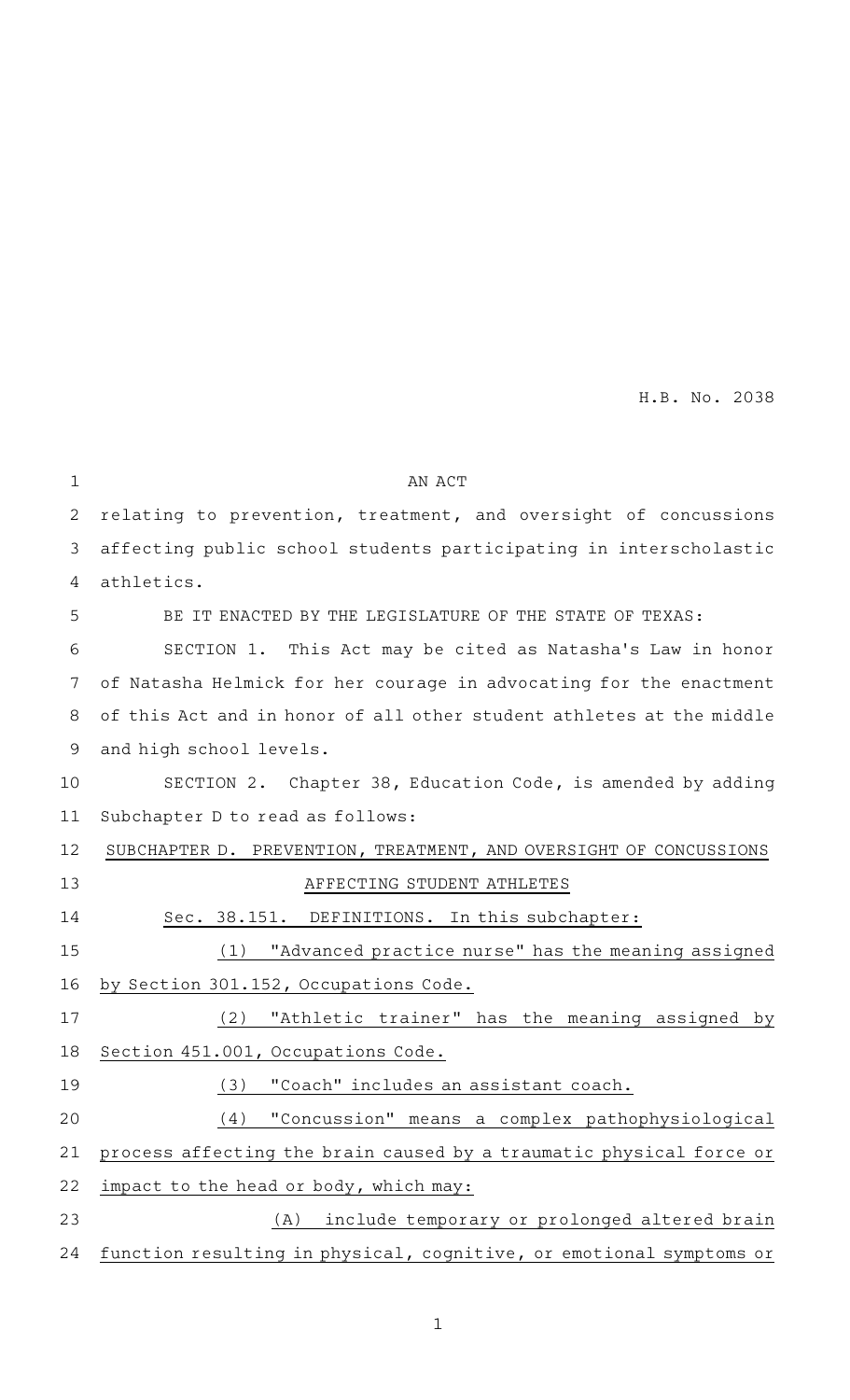H.B. No. 2038

AN ACT

relating to prevention, treatment, and oversight of concussions affecting public school students participating in interscholastic athletics.

BE IT ENACTED BY THE LEGISLATURE OF THE STATE OF TEXAS:

SECTION 1. This Act may be cited as Natasha's Law in honor of Natasha Helmick for her courage in advocating for the enactment of this Act and in honor of all other student athletes at the middle and high school levels.

SECTION 2. Chapter 38, Education Code, is amended by adding Subchapter D to read as follows:

SUBCHAPTER D. PREVENTION, TREATMENT, AND OVERSIGHT OF CONCUSSIONS AFFECTING STUDENT ATHLETES

Sec. 38.151. DEFINITIONS. In this subchapter:

(1) "Advanced practice nurse" has the meaning assigned by Section 301.152, Occupations Code.

(2) "Athletic trainer" has the meaning assigned by Section 451.001, Occupations Code.

(3) "Coach" includes an assistant coach.

(4) "Concussion" means a complex pathophysiological process affecting the brain caused by a traumatic physical force or impact to the head or body, which may:

(A) include temporary or prolonged altered brain function resulting in physical, cognitive, or emotional symptoms or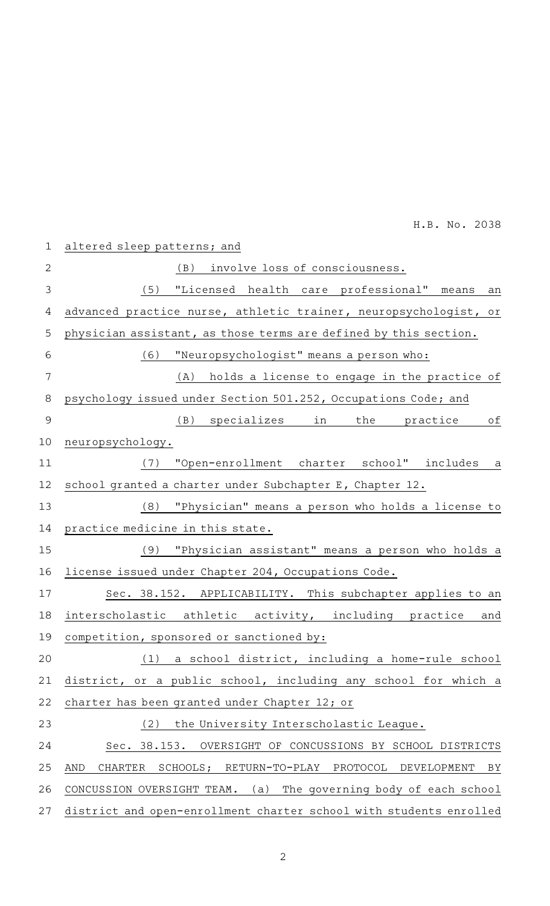altered sleep patterns; and

(B) involve loss of consciousness.

(5) "Licensed health care professional" means an advanced practice nurse, athletic trainer, neuropsychologist, or physician assistant, as those terms are defined by this section.

(6) "Neuropsychologist" means a person who:

(A) holds a license to engage in the practice of psychology issued under Section 501.252, Occupations Code; and

(B) specializes in the practice of neuropsychology.

(7) "Open-enrollment charter school" includes a school granted a charter under Subchapter E, Chapter 12.

(8) "Physician" means a person who holds a license to practice medicine in this state.

(9) "Physician assistant" means a person who holds a license issued under Chapter 204, Occupations Code.

Sec. 38.152. APPLICABILITY. This subchapter applies to an interscholastic athletic activity, including practice and competition, sponsored or sanctioned by:

(1) a school district, including a home-rule school district, or a public school, including any school for which a charter has been granted under Chapter 12; or

(2) the University Interscholastic League.

Sec. 38.153. OVERSIGHT OF CONCUSSIONS BY SCHOOL DISTRICTS AND CHARTER SCHOOLS; RETURN-TO-PLAY PROTOCOL DEVELOPMENT BY CONCUSSION OVERSIGHT TEAM. (a) The governing body of each school district and open-enrollment charter school with students enrolled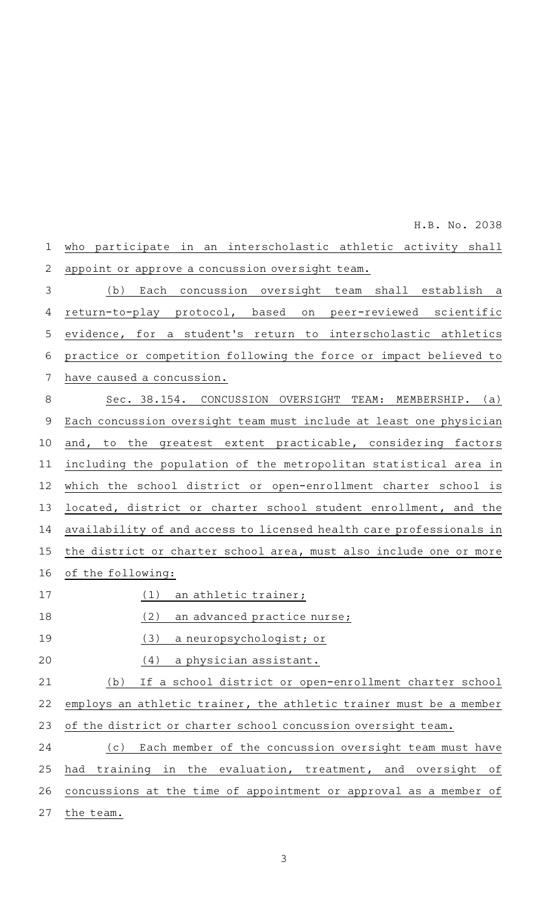who participate in an interscholastic athletic activity shall appoint or approve a concussion oversight team.

(b) Each concussion oversight team shall establish a return-to-play protocol, based on peer-reviewed scientific evidence, for a student's return to interscholastic athletics practice or competition following the force or impact believed to have caused a concussion.

Sec. 38.154. CONCUSSION OVERSIGHT TEAM: MEMBERSHIP. (a) Each concussion oversight team must include at least one physician and, to the greatest extent practicable, considering factors including the population of the metropolitan statistical area in which the school district or open-enrollment charter school is located, district or charter school student enrollment, and the availability of and access to licensed health care professionals in the district or charter school area, must also include one or more of the following:

(1) an athletic trainer;

(2) an advanced practice nurse;

(3) a neuropsychologist; or

(4) a physician assistant.

(b) If a school district or open-enrollment charter school employs an athletic trainer, the athletic trainer must be a member of the district or charter school concussion oversight team.

(c) Each member of the concussion oversight team must have had training in the evaluation, treatment, and oversight of concussions at the time of appointment or approval as a member of the team.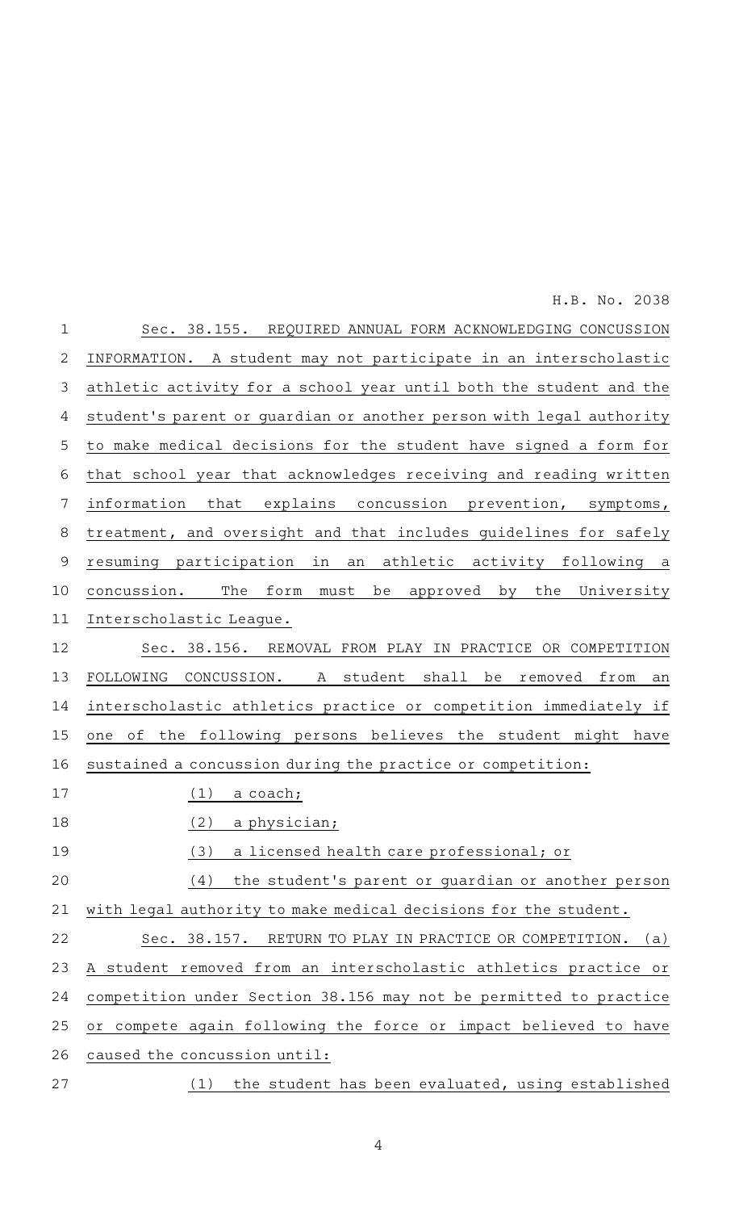Sec. 38.155. REQUIRED ANNUAL FORM ACKNOWLEDGING CONCUSSION INFORMATION. A student may not participate in an interscholastic athletic activity for a school year until both the student and the student's parent or guardian or another person with legal authority to make medical decisions for the student have signed a form for that school year that acknowledges receiving and reading written information that explains concussion prevention, symptoms, treatment, and oversight and that includes guidelines for safely resuming participation in an athletic activity following a concussion. The form must be approved by the University Interscholastic League.

Sec. 38.156. REMOVAL FROM PLAY IN PRACTICE OR COMPETITION FOLLOWING CONCUSSION. A student shall be removed from an interscholastic athletics practice or competition immediately if one of the following persons believes the student might have sustained a concussion during the practice or competition:

(1) a coach;

(2) a physician;

(3) a licensed health care professional; or

(4) the student's parent or guardian or another person with legal authority to make medical decisions for the student.

Sec. 38.157. RETURN TO PLAY IN PRACTICE OR COMPETITION. (a) A student removed from an interscholastic athletics practice or competition under Section 38.156 may not be permitted to practice or compete again following the force or impact believed to have caused the concussion until:

(1) the student has been evaluated, using established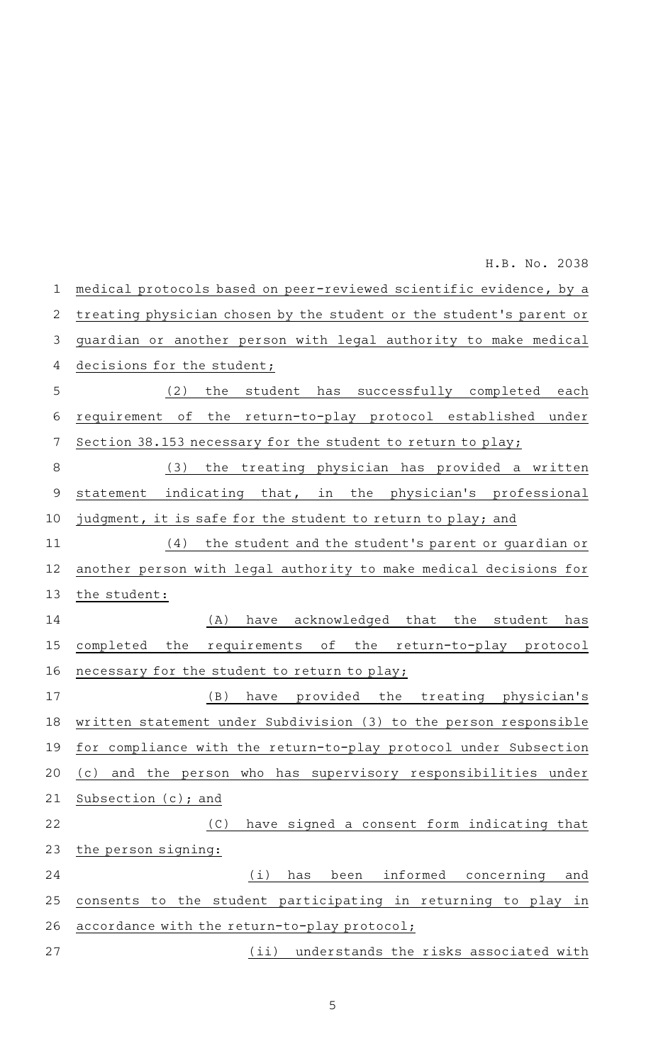medical protocols based on peer-reviewed scientific evidence, by a treating physician chosen by the student or the student's parent or guardian or another person with legal authority to make medical decisions for the student;

(2) the student has successfully completed each requirement of the return-to-play protocol established under Section 38.153 necessary for the student to return to play;

(3) the treating physician has provided a written statement indicating that, in the physician's professional judgment, it is safe for the student to return to play; and

(4) the student and the student's parent or guardian or another person with legal authority to make medical decisions for the student:

(A) have acknowledged that the student has completed the requirements of the return-to-play protocol necessary for the student to return to play;

(B) have provided the treating physician's written statement under Subdivision (3) to the person responsible for compliance with the return-to-play protocol under Subsection (c) and the person who has supervisory responsibilities under Subsection (c); and

(C) have signed a consent form indicating that the person signing:

(i) has been informed concerning and consents to the student participating in returning to play in accordance with the return-to-play protocol;

(ii) understands the risks associated with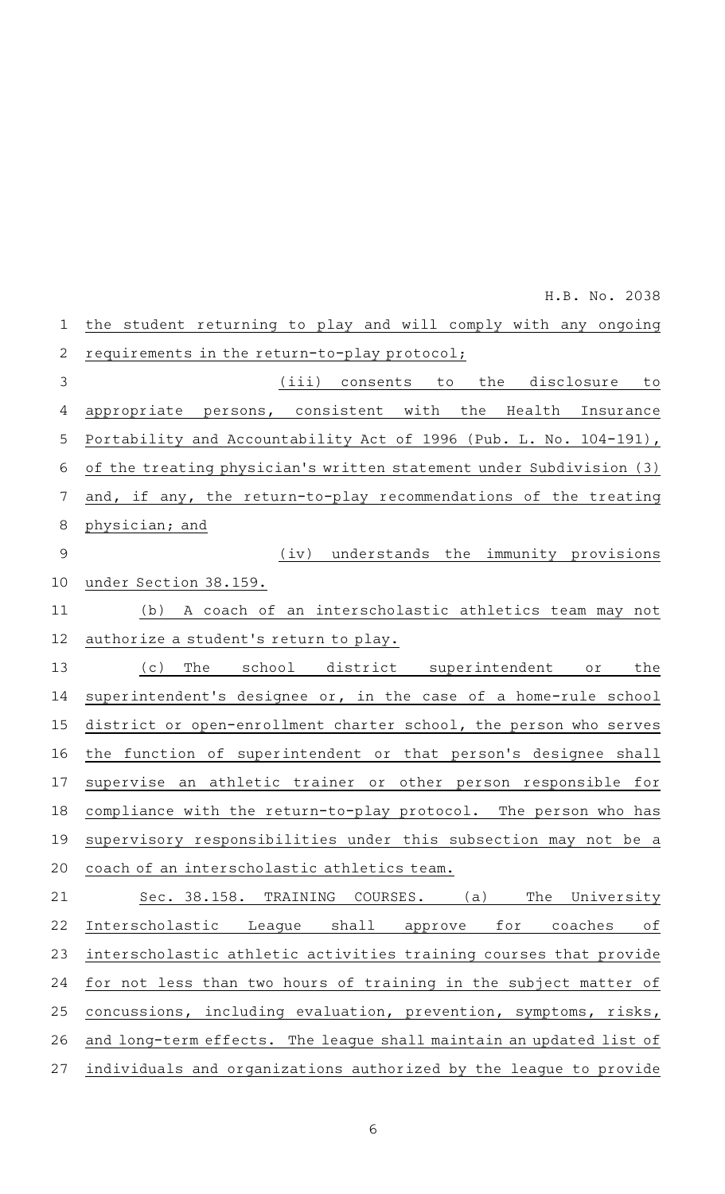the student returning to play and will comply with any ongoing requirements in the return-to-play protocol;

(iii) consents to the disclosure to appropriate persons, consistent with the Health Insurance Portability and Accountability Act of 1996 (Pub. L. No. 104-191), of the treating physician's written statement under Subdivision (3) and, if any, the return-to-play recommendations of the treating physician; and

(iv) understands the immunity provisions under Section 38.159.

(b) A coach of an interscholastic athletics team may not authorize a student's return to play.

(c) The school district superintendent or the superintendent's designee or, in the case of a home-rule school district or open-enrollment charter school, the person who serves the function of superintendent or that person's designee shall supervise an athletic trainer or other person responsible for compliance with the return-to-play protocol. The person who has supervisory responsibilities under this subsection may not be a coach of an interscholastic athletics team.

Sec. 38.158. TRAINING COURSES. (a) The University Interscholastic League shall approve for coaches of interscholastic athletic activities training courses that provide for not less than two hours of training in the subject matter of concussions, including evaluation, prevention, symptoms, risks, and long-term effects. The league shall maintain an updated list of individuals and organizations authorized by the league to provide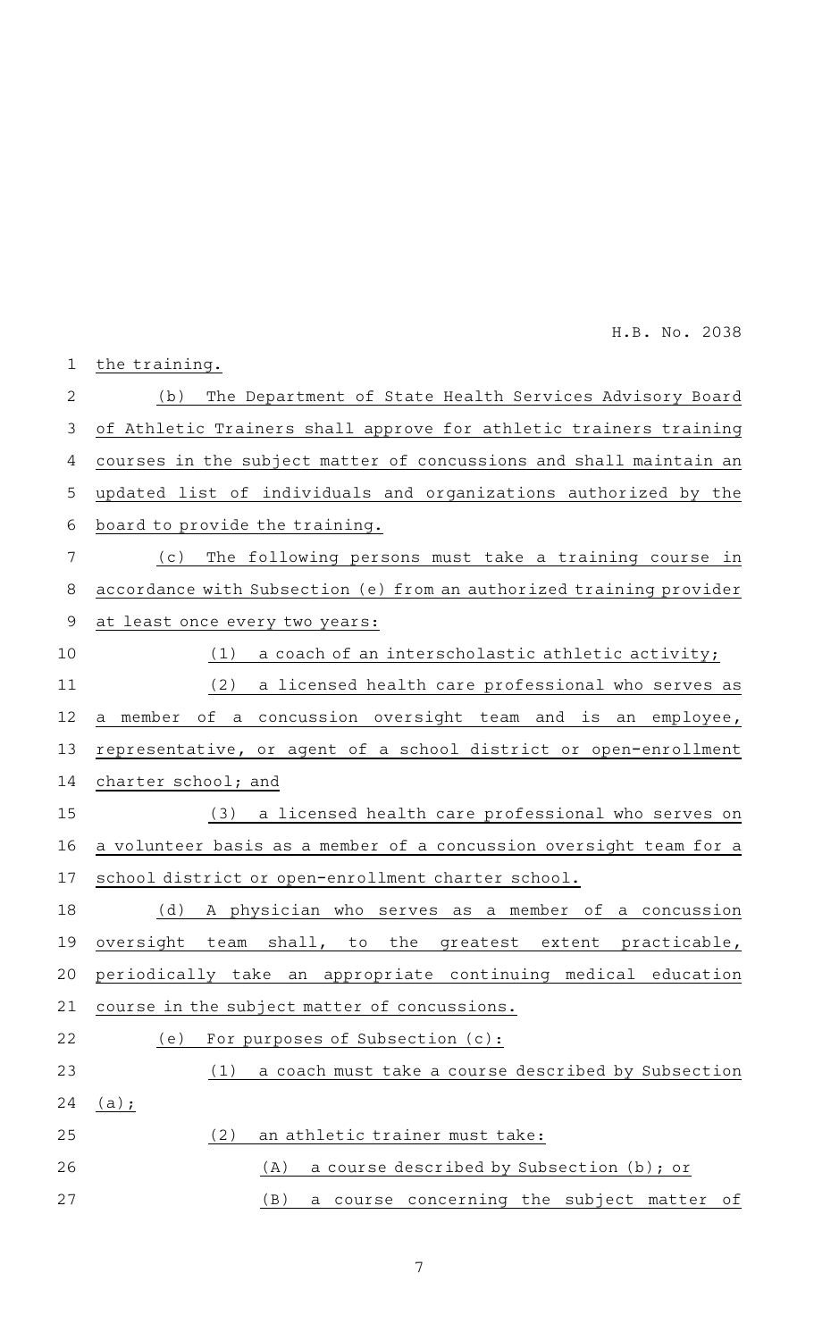the training.

(b) The Department of State Health Services Advisory Board of Athletic Trainers shall approve for athletic trainers training courses in the subject matter of concussions and shall maintain an updated list of individuals and organizations authorized by the board to provide the training.

(c) The following persons must take a training course in accordance with Subsection (e) from an authorized training provider at least once every two years:

(1) a coach of an interscholastic athletic activity;

(2) a licensed health care professional who serves as a member of a concussion oversight team and is an employee, representative, or agent of a school district or open-enrollment charter school; and

(3) a licensed health care professional who serves on a volunteer basis as a member of a concussion oversight team for a school district or open-enrollment charter school.

(d) A physician who serves as a member of a concussion oversight team shall, to the greatest extent practicable, periodically take an appropriate continuing medical education course in the subject matter of concussions.

(e) For purposes of Subsection (c):

(1) a coach must take a course described by Subsection (a);

(2) an athletic trainer must take:

(A) a course described by Subsection (b); or

(B) a course concerning the subject matter of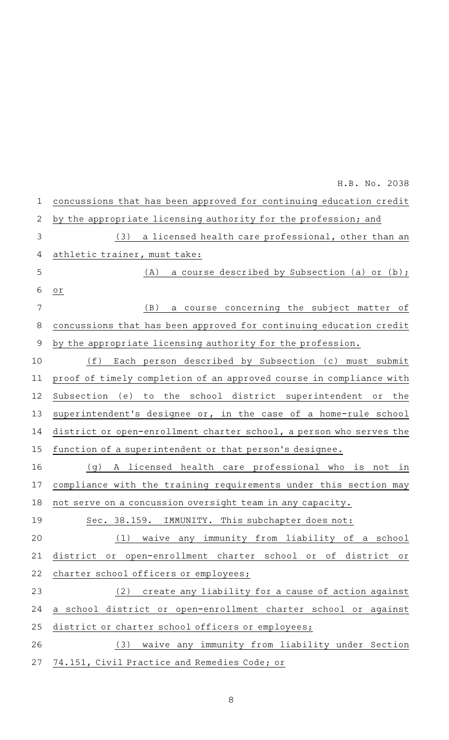concussions that has been approved for continuing education credit by the appropriate licensing authority for the profession; and

(3) a licensed health care professional, other than an athletic trainer, must take:

(A) a course described by Subsection (a) or (b); or

(B) a course concerning the subject matter of concussions that has been approved for continuing education credit by the appropriate licensing authority for the profession.

(f) Each person described by Subsection (c) must submit proof of timely completion of an approved course in compliance with Subsection (e) to the school district superintendent or the superintendent's designee or, in the case of a home-rule school district or open-enrollment charter school, a person who serves the function of a superintendent or that person's designee.

(g) A licensed health care professional who is not in compliance with the training requirements under this section may not serve on a concussion oversight team in any capacity.

Sec. 38.159. IMMUNITY. This subchapter does not:

(1) waive any immunity from liability of a school district or open-enrollment charter school or of district or charter school officers or employees;

(2) create any liability for a cause of action against a school district or open-enrollment charter school or against district or charter school officers or employees;

(3) waive any immunity from liability under Section 74.151, Civil Practice and Remedies Code; or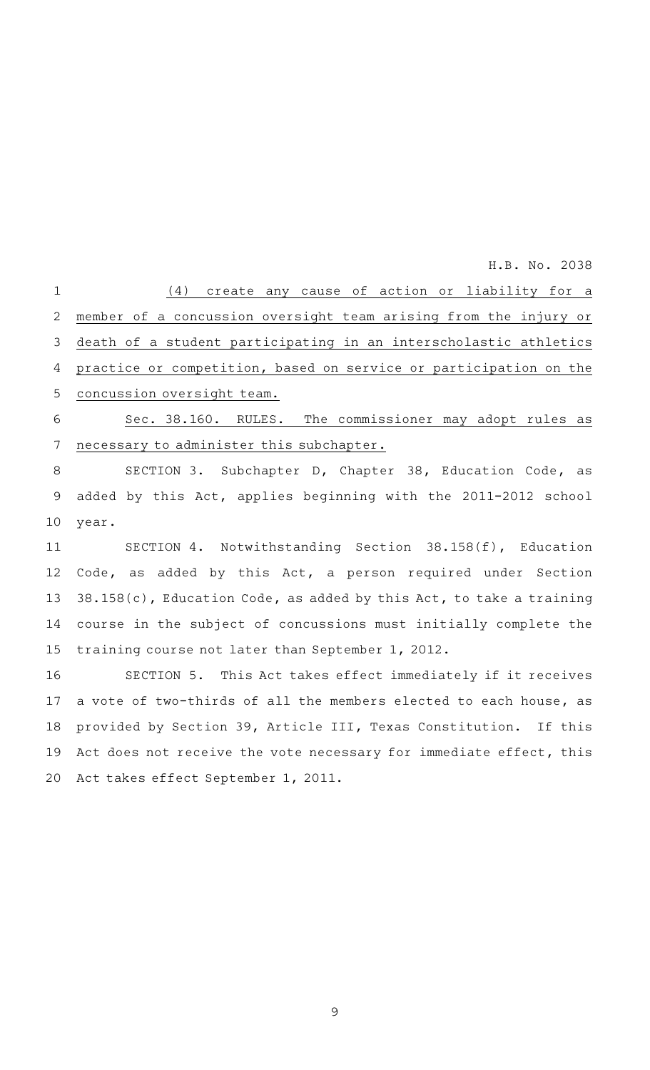(4) create any cause of action or liability for a member of a concussion oversight team arising from the injury or death of a student participating in an interscholastic athletics practice or competition, based on service or participation on the concussion oversight team.

Sec. 38.160. RULES. The commissioner may adopt rules as necessary to administer this subchapter.

SECTION 3. Subchapter D, Chapter 38, Education Code, as added by this Act, applies beginning with the 2011-2012 school year.

SECTION 4. Notwithstanding Section 38.158(f), Education Code, as added by this Act, a person required under Section 38.158(c), Education Code, as added by this Act, to take a training course in the subject of concussions must initially complete the training course not later than September 1, 2012.

SECTION 5. This Act takes effect immediately if it receives a vote of two-thirds of all the members elected to each house, as provided by Section 39, Article III, Texas Constitution. If this Act does not receive the vote necessary for immediate effect, this Act takes effect September 1, 2011.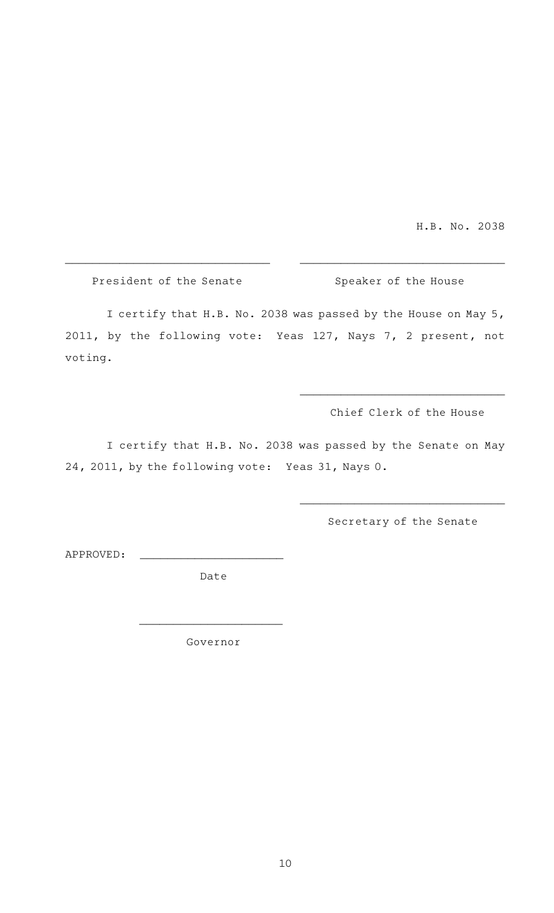H.B. No. 2038

______________________________ ______________________________

President of the Senate Speaker of the House

I certify that H.B. No. 2038 was passed by the House on May 5, 2011, by the following vote: Yeas 127, Nays 7, 2 present, not voting.

______________________________

Chief Clerk of the House

I certify that H.B. No. 2038 was passed by the Senate on May 24, 2011, by the following vote: Yeas 31, Nays 0.

______________________________

Secretary of the Senate

APPROVED: _____________________

Date

_____________________

Governor